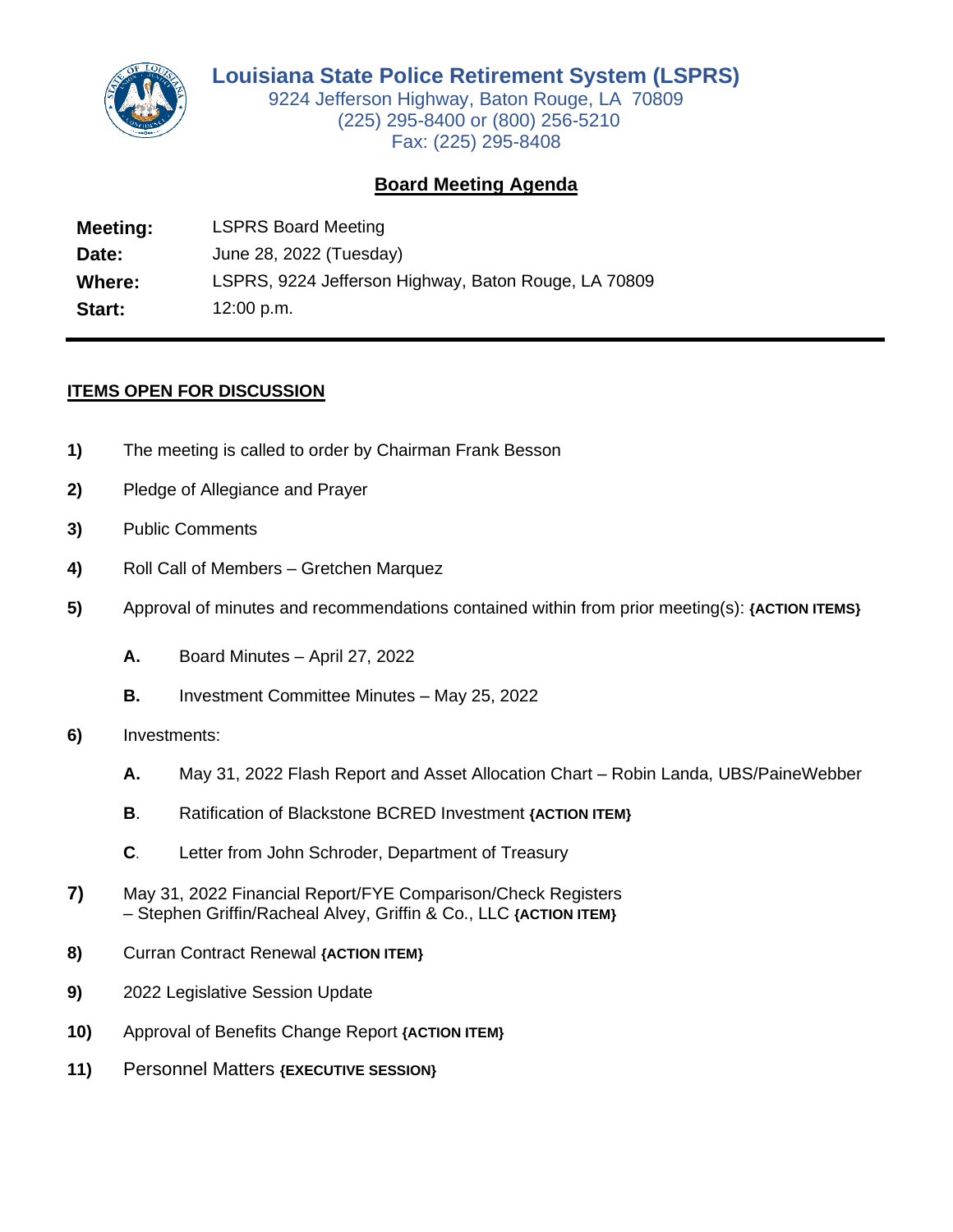# Louisiana State Police Retirement System (LSPRS)

9224 Jefferson Highway, Baton Rouge, LA 70809
(225) 295-8400 or (800) 256-5210
Fax: (225) 295-8408

## Board Meeting Agenda

**Meeting:** LSPRS Board Meeting
**Date:** June 28, 2022 (Tuesday)
**Where:** LSPRS, 9224 Jefferson Highway, Baton Rouge, LA 70809
**Start:** 12:00 p.m.

---

### ITEMS OPEN FOR DISCUSSION

**1)** The meeting is called to order by Chairman Frank Besson

**2)** Pledge of Allegiance and Prayer

**3)** Public Comments

**4)** Roll Call of Members – Gretchen Marquez

**5)** Approval of minutes and recommendations contained within from prior meeting(s): **{ACTION ITEMS}**

- **A.** Board Minutes – April 27, 2022
- **B.** Investment Committee Minutes – May 25, 2022

**6)** Investments:

- **A.** May 31, 2022 Flash Report and Asset Allocation Chart – Robin Landa, UBS/PaineWebber
- **B.** Ratification of Blackstone BCRED Investment **{ACTION ITEM}**
- **C.** Letter from John Schroder, Department of Treasury

**7)** May 31, 2022 Financial Report/FYE Comparison/Check Registers – Stephen Griffin/Racheal Alvey, Griffin & Co., LLC **{ACTION ITEM}**

**8)** Curran Contract Renewal **{ACTION ITEM}**

**9)** 2022 Legislative Session Update

**10)** Approval of Benefits Change Report **{ACTION ITEM}**

**11)** Personnel Matters **{EXECUTIVE SESSION}**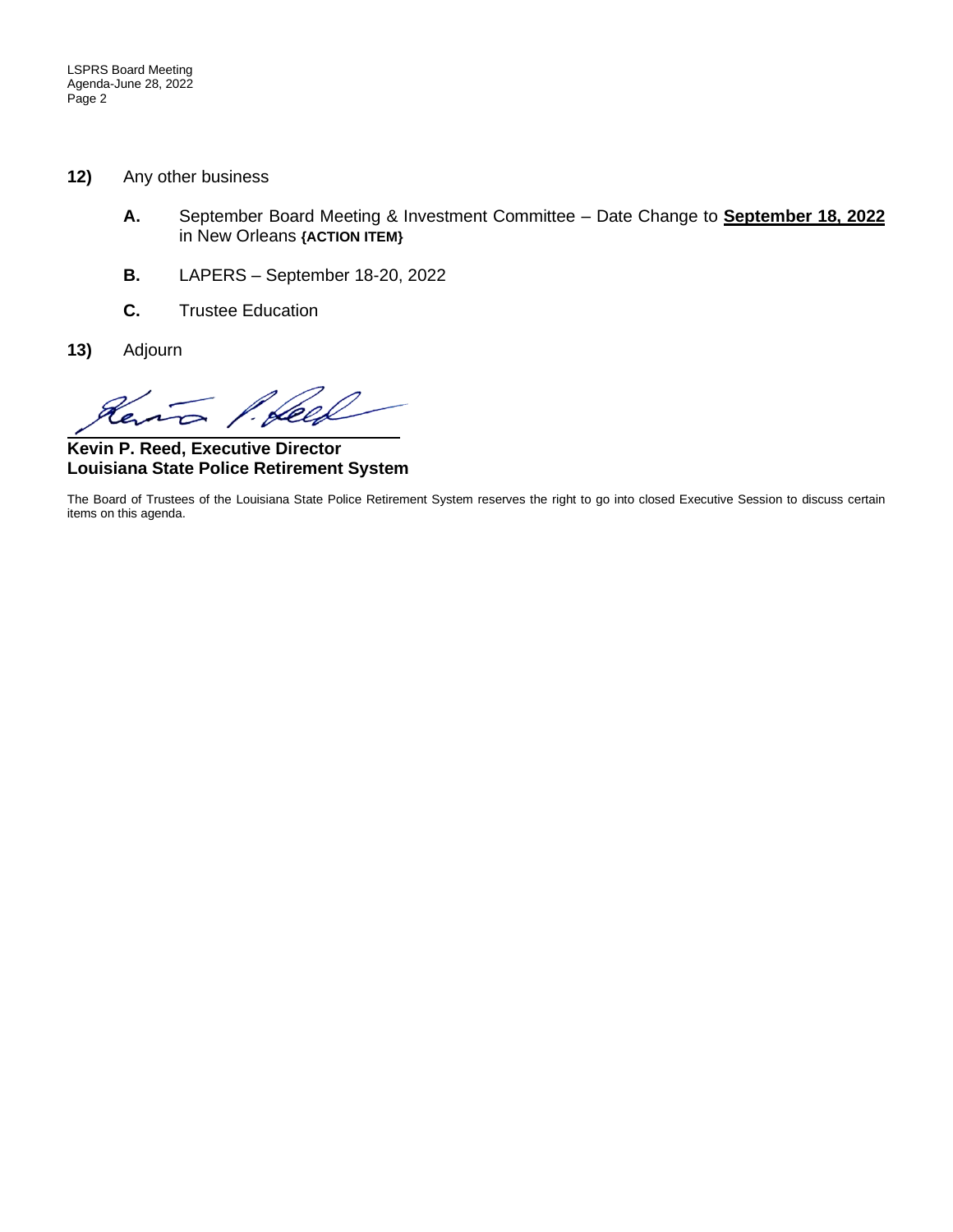**12)** Any other business

**A.** September Board Meeting & Investment Committee – Date Change to **September 18, 2022** in New Orleans **{ACTION ITEM}**

**B.** LAPERS – September 18-20, 2022

**C.** Trustee Education

**13)** Adjourn

**Kevin P. Reed, Executive Director**
**Louisiana State Police Retirement System**

The Board of Trustees of the Louisiana State Police Retirement System reserves the right to go into closed Executive Session to discuss certain items on this agenda.